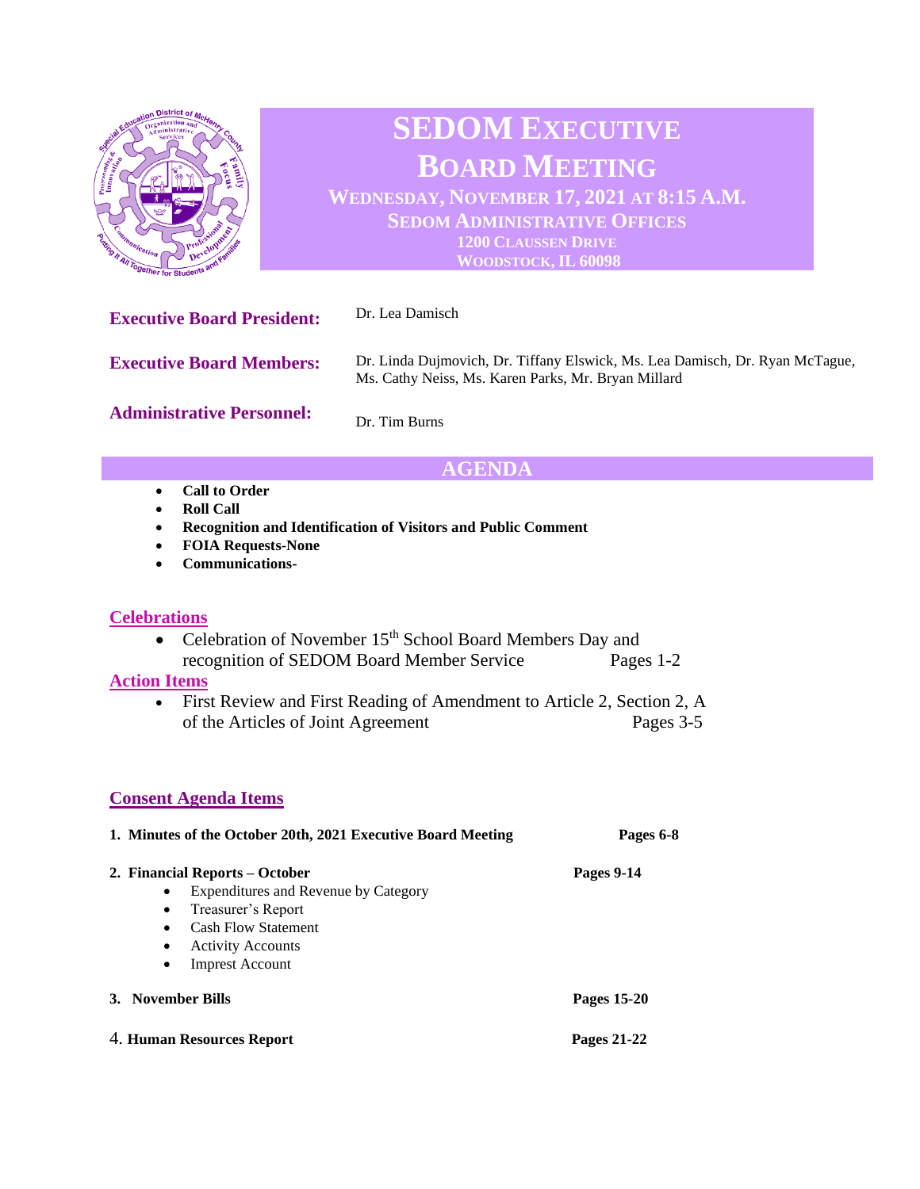# SEDOM EXECUTIVE BOARD MEETING

**WEDNESDAY, NOVEMBER 17, 2021 AT 8:15 A.M.**
**SEDOM ADMINISTRATIVE OFFICES**
**1200 CLAUSSEN DRIVE**
**WOODSTOCK, IL 60098**

**Executive Board President:** Dr. Lea Damisch

**Executive Board Members:** Dr. Linda Dujmovich, Dr. Tiffany Elswick, Ms. Lea Damisch, Dr. Ryan McTague, Ms. Cathy Neiss, Ms. Karen Parks, Mr. Bryan Millard

**Administrative Personnel:** Dr. Tim Burns

## AGENDA

- **Call to Order**
- **Roll Call**
- **Recognition and Identification of Visitors and Public Comment**
- **FOIA Requests-None**
- **Communications-**

### Celebrations

- Celebration of November 15th School Board Members Day and recognition of SEDOM Board Member Service — Pages 1-2

### Action Items

- First Review and First Reading of Amendment to Article 2, Section 2, A of the Articles of Joint Agreement — Pages 3-5

### Consent Agenda Items

1. **Minutes of the October 20th, 2021 Executive Board Meeting** — **Pages 6-8**

2. **Financial Reports – October** — **Pages 9-14**
   - Expenditures and Revenue by Category
   - Treasurer's Report
   - Cash Flow Statement
   - Activity Accounts
   - Imprest Account

3. **November Bills** — **Pages 15-20**

4. **Human Resources Report** — **Pages 21-22**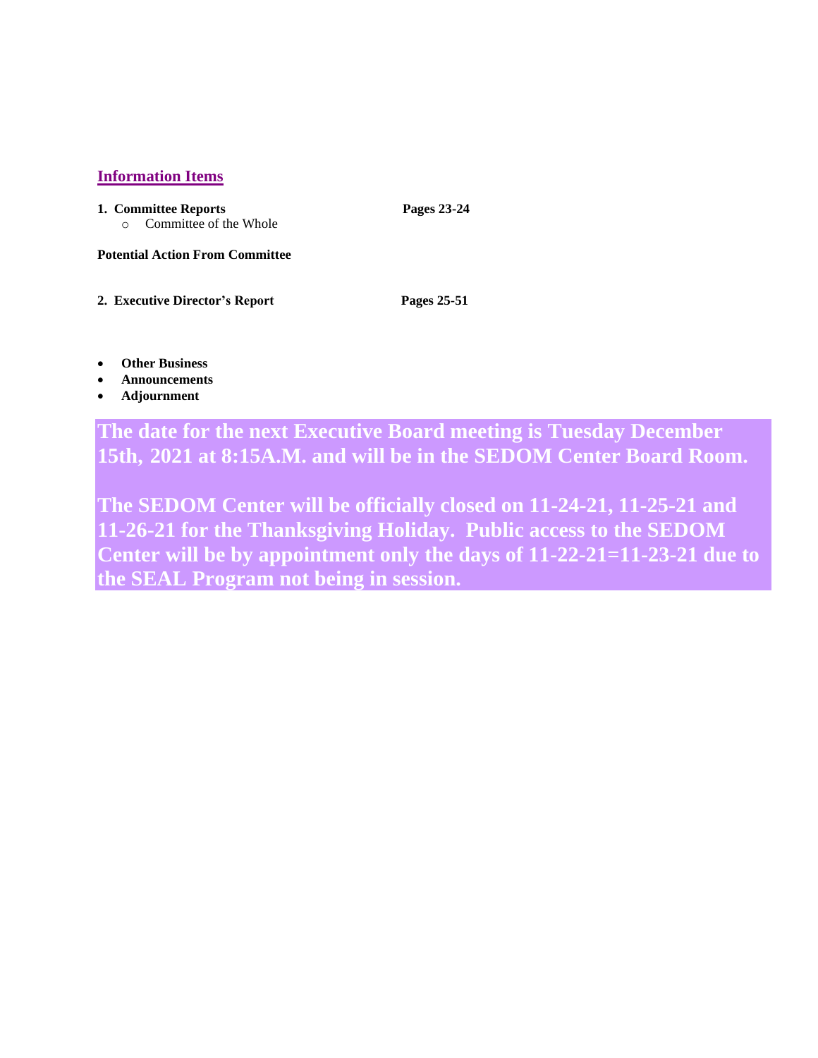## Information Items

**1. Committee Reports** **Pages 23-24**

- Committee of the Whole

**Potential Action From Committee**

**2. Executive Director's Report** **Pages 25-51**

- **Other Business**
- **Announcements**
- **Adjournment**

**The date for the next Executive Board meeting is Tuesday December 15th, 2021 at 8:15A.M. and will be in the SEDOM Center Board Room.**

**The SEDOM Center will be officially closed on 11-24-21, 11-25-21 and 11-26-21 for the Thanksgiving Holiday. Public access to the SEDOM Center will be by appointment only the days of 11-22-21=11-23-21 due to the SEAL Program not being in session.**